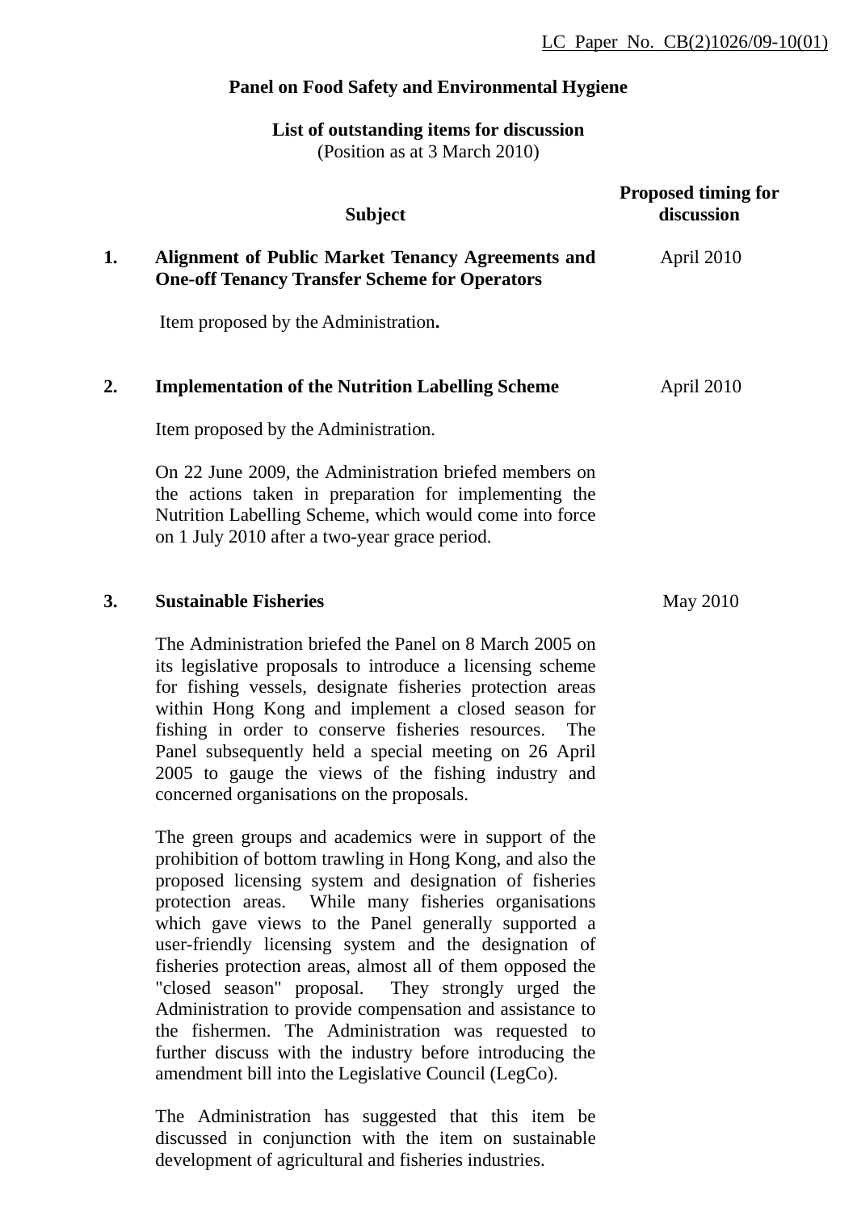LC Paper No. CB(2)1026/09-10(01)

**Panel on Food Safety and Environmental Hygiene**

**List of outstanding items for discussion**
(Position as at 3 March 2010)

| | Subject | Proposed timing for discussion |
|---|---|---|
| 1. | **Alignment of Public Market Tenancy Agreements and One-off Tenancy Transfer Scheme for Operators**<br><br>Item proposed by the Administration. | April 2010 |
| 2. | **Implementation of the Nutrition Labelling Scheme**<br><br>Item proposed by the Administration.<br><br>On 22 June 2009, the Administration briefed members on the actions taken in preparation for implementing the Nutrition Labelling Scheme, which would come into force on 1 July 2010 after a two-year grace period. | April 2010 |
| 3. | **Sustainable Fisheries**<br><br>The Administration briefed the Panel on 8 March 2005 on its legislative proposals to introduce a licensing scheme for fishing vessels, designate fisheries protection areas within Hong Kong and implement a closed season for fishing in order to conserve fisheries resources. The Panel subsequently held a special meeting on 26 April 2005 to gauge the views of the fishing industry and concerned organisations on the proposals.<br><br>The green groups and academics were in support of the prohibition of bottom trawling in Hong Kong, and also the proposed licensing system and designation of fisheries protection areas. While many fisheries organisations which gave views to the Panel generally supported a user-friendly licensing system and the designation of fisheries protection areas, almost all of them opposed the "closed season" proposal. They strongly urged the Administration to provide compensation and assistance to the fishermen. The Administration was requested to further discuss with the industry before introducing the amendment bill into the Legislative Council (LegCo).<br><br>The Administration has suggested that this item be discussed in conjunction with the item on sustainable development of agricultural and fisheries industries. | May 2010 |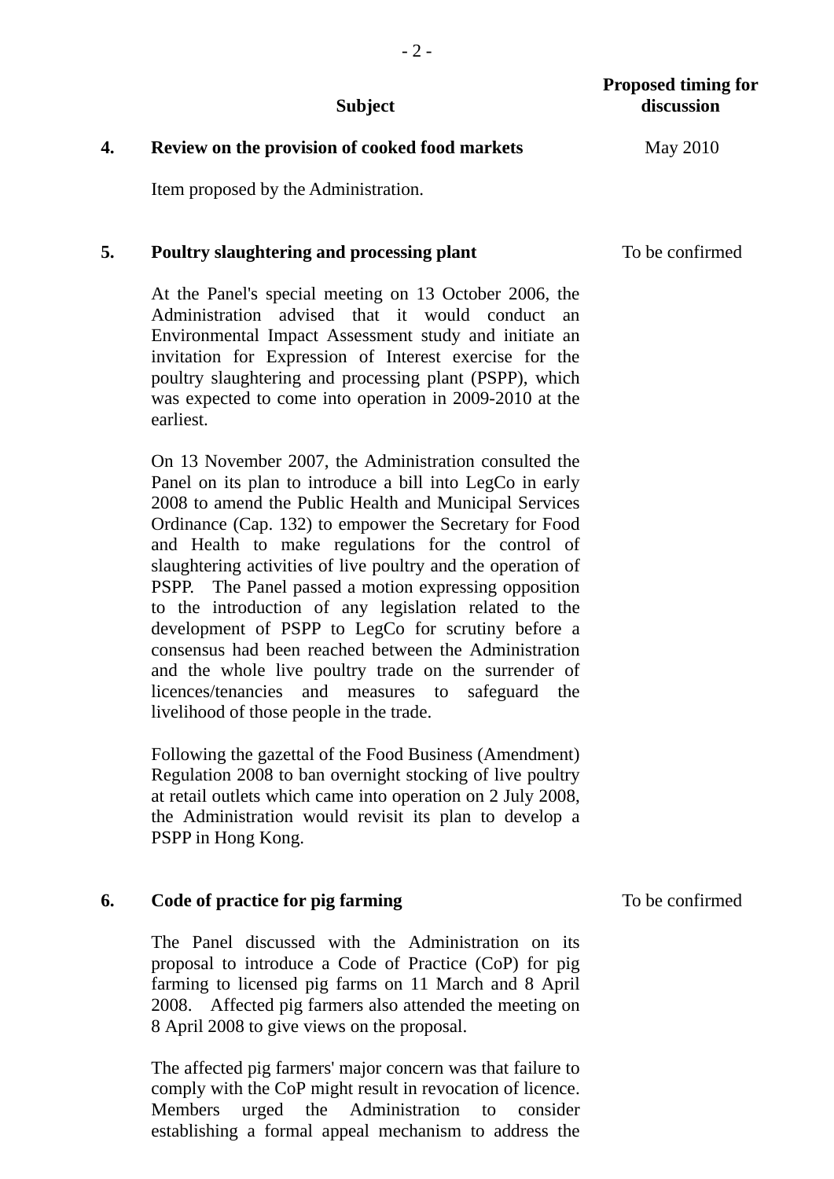| | Subject | Proposed timing for discussion |
|---|---|---|
| **4.** | **Review on the provision of cooked food markets**<br><br>Item proposed by the Administration. | May 2010 |
| **5.** | **Poultry slaughtering and processing plant**<br><br>At the Panel's special meeting on 13 October 2006, the Administration advised that it would conduct an Environmental Impact Assessment study and initiate an invitation for Expression of Interest exercise for the poultry slaughtering and processing plant (PSPP), which was expected to come into operation in 2009-2010 at the earliest.<br><br>On 13 November 2007, the Administration consulted the Panel on its plan to introduce a bill into LegCo in early 2008 to amend the Public Health and Municipal Services Ordinance (Cap. 132) to empower the Secretary for Food and Health to make regulations for the control of slaughtering activities of live poultry and the operation of PSPP. The Panel passed a motion expressing opposition to the introduction of any legislation related to the development of PSPP to LegCo for scrutiny before a consensus had been reached between the Administration and the whole live poultry trade on the surrender of licences/tenancies and measures to safeguard the livelihood of those people in the trade.<br><br>Following the gazettal of the Food Business (Amendment) Regulation 2008 to ban overnight stocking of live poultry at retail outlets which came into operation on 2 July 2008, the Administration would revisit its plan to develop a PSPP in Hong Kong. | To be confirmed |
| **6.** | **Code of practice for pig farming**<br><br>The Panel discussed with the Administration on its proposal to introduce a Code of Practice (CoP) for pig farming to licensed pig farms on 11 March and 8 April 2008. Affected pig farmers also attended the meeting on 8 April 2008 to give views on the proposal.<br><br>The affected pig farmers' major concern was that failure to comply with the CoP might result in revocation of licence. Members urged the Administration to consider establishing a formal appeal mechanism to address the | To be confirmed |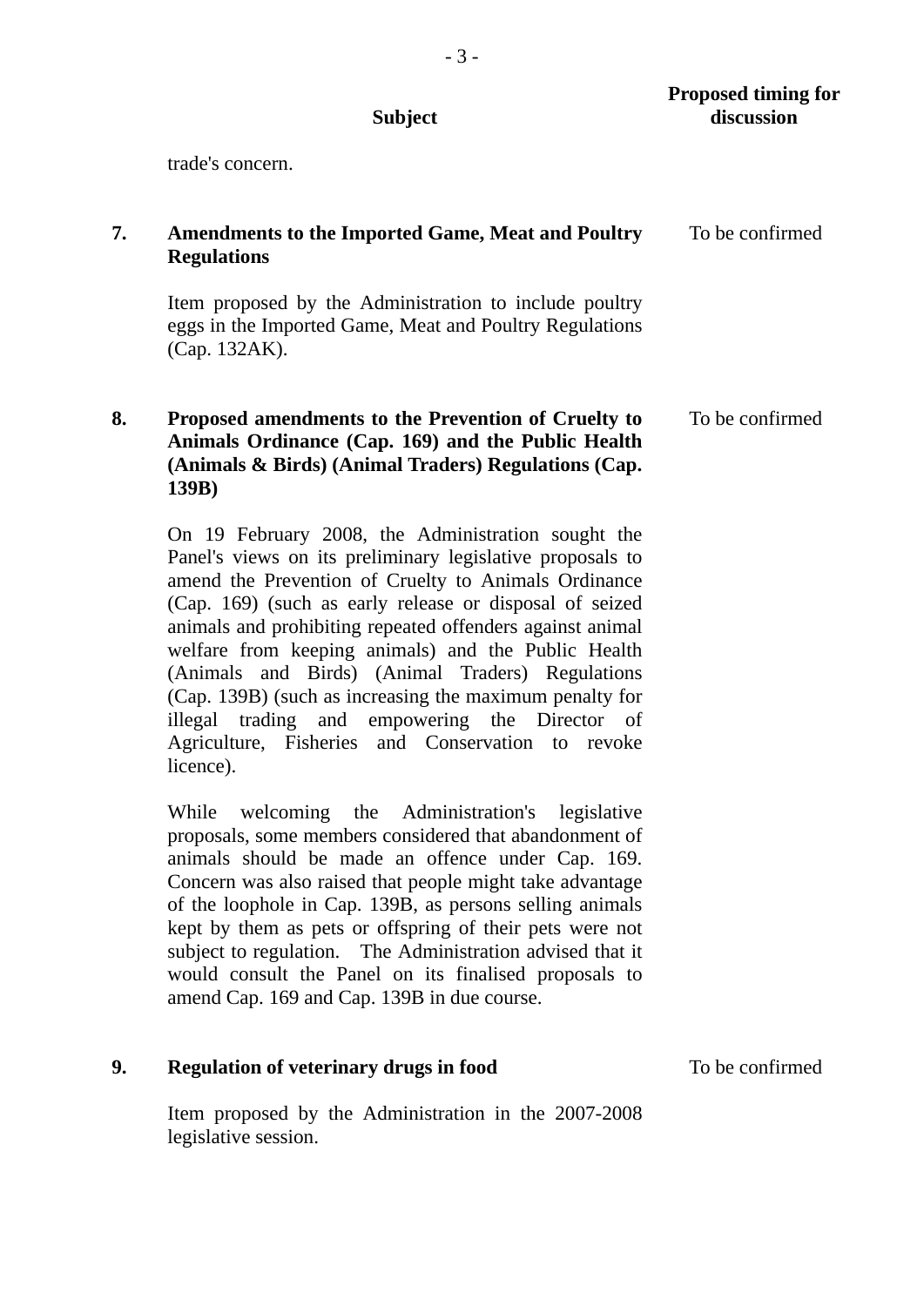| | Subject | Proposed timing for discussion |
|---|---|---|
| | trade's concern. | |
| **7.** | **Amendments to the Imported Game, Meat and Poultry Regulations**<br><br>Item proposed by the Administration to include poultry eggs in the Imported Game, Meat and Poultry Regulations (Cap. 132AK). | To be confirmed |
| **8.** | **Proposed amendments to the Prevention of Cruelty to Animals Ordinance (Cap. 169) and the Public Health (Animals & Birds) (Animal Traders) Regulations (Cap. 139B)**<br><br>On 19 February 2008, the Administration sought the Panel's views on its preliminary legislative proposals to amend the Prevention of Cruelty to Animals Ordinance (Cap. 169) (such as early release or disposal of seized animals and prohibiting repeated offenders against animal welfare from keeping animals) and the Public Health (Animals and Birds) (Animal Traders) Regulations (Cap. 139B) (such as increasing the maximum penalty for illegal trading and empowering the Director of Agriculture, Fisheries and Conservation to revoke licence).<br><br>While welcoming the Administration's legislative proposals, some members considered that abandonment of animals should be made an offence under Cap. 169. Concern was also raised that people might take advantage of the loophole in Cap. 139B, as persons selling animals kept by them as pets or offspring of their pets were not subject to regulation. The Administration advised that it would consult the Panel on its finalised proposals to amend Cap. 169 and Cap. 139B in due course. | To be confirmed |
| **9.** | **Regulation of veterinary drugs in food**<br><br>Item proposed by the Administration in the 2007-2008 legislative session. | To be confirmed |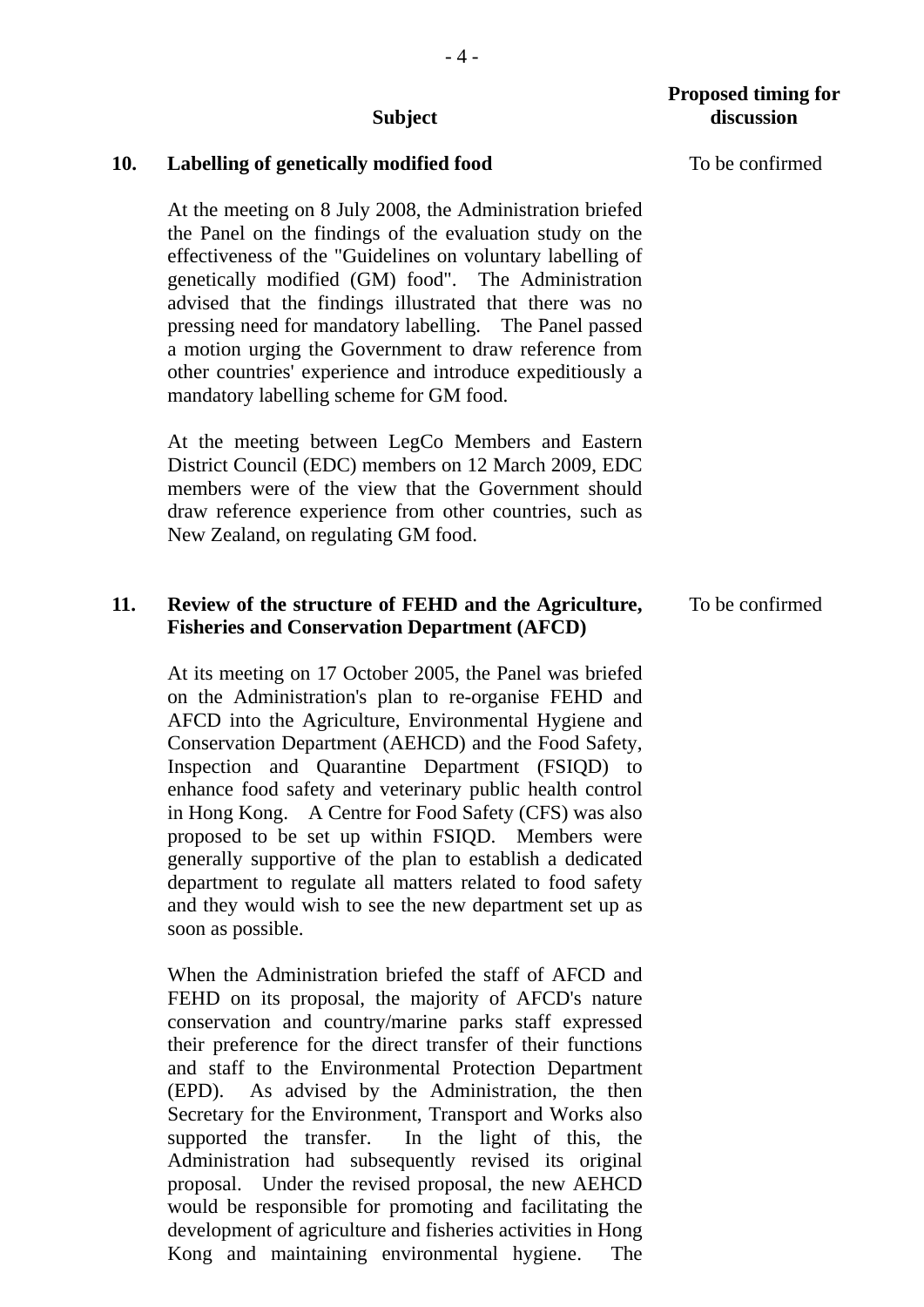| | Subject | Proposed timing for discussion |
|---|---|---|
| **10.** | **Labelling of genetically modified food** | To be confirmed |

At the meeting on 8 July 2008, the Administration briefed the Panel on the findings of the evaluation study on the effectiveness of the "Guidelines on voluntary labelling of genetically modified (GM) food". The Administration advised that the findings illustrated that there was no pressing need for mandatory labelling. The Panel passed a motion urging the Government to draw reference from other countries' experience and introduce expeditiously a mandatory labelling scheme for GM food.

At the meeting between LegCo Members and Eastern District Council (EDC) members on 12 March 2009, EDC members were of the view that the Government should draw reference experience from other countries, such as New Zealand, on regulating GM food.

| | | |
|---|---|---|
| **11.** | **Review of the structure of FEHD and the Agriculture, Fisheries and Conservation Department (AFCD)** | To be confirmed |

At its meeting on 17 October 2005, the Panel was briefed on the Administration's plan to re-organise FEHD and AFCD into the Agriculture, Environmental Hygiene and Conservation Department (AEHCD) and the Food Safety, Inspection and Quarantine Department (FSIQD) to enhance food safety and veterinary public health control in Hong Kong. A Centre for Food Safety (CFS) was also proposed to be set up within FSIQD. Members were generally supportive of the plan to establish a dedicated department to regulate all matters related to food safety and they would wish to see the new department set up as soon as possible.

When the Administration briefed the staff of AFCD and FEHD on its proposal, the majority of AFCD's nature conservation and country/marine parks staff expressed their preference for the direct transfer of their functions and staff to the Environmental Protection Department (EPD). As advised by the Administration, the then Secretary for the Environment, Transport and Works also supported the transfer. In the light of this, the Administration had subsequently revised its original proposal. Under the revised proposal, the new AEHCD would be responsible for promoting and facilitating the development of agriculture and fisheries activities in Hong Kong and maintaining environmental hygiene. The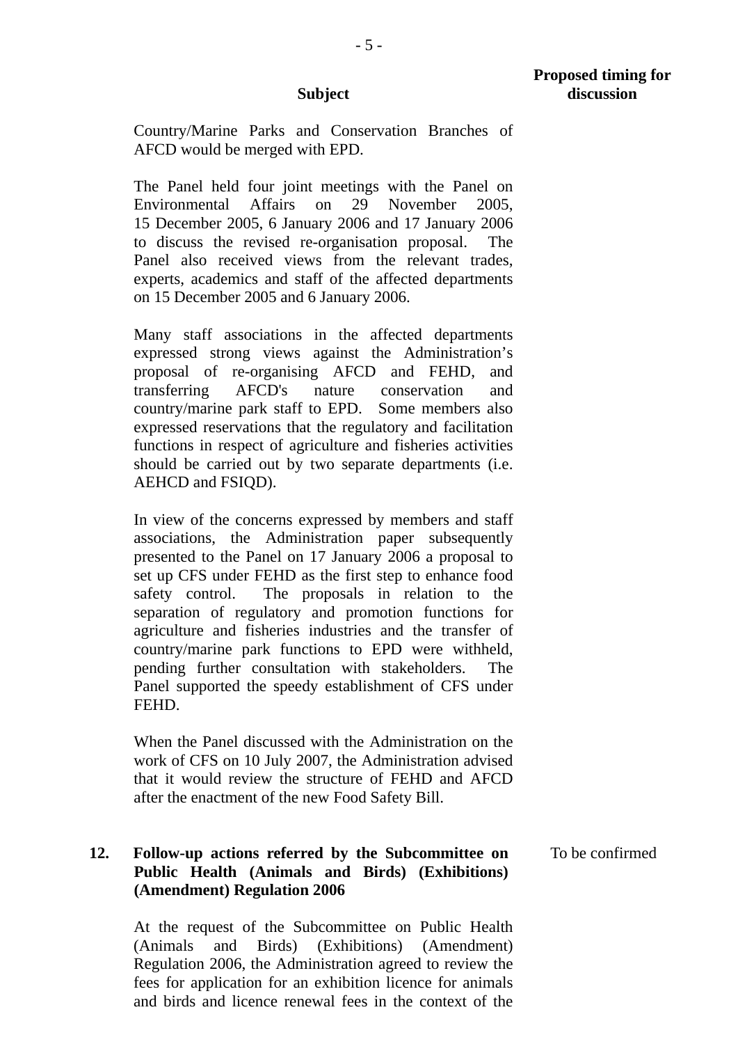| Subject | Proposed timing for discussion |
|---|---|
| Country/Marine Parks and Conservation Branches of AFCD would be merged with EPD. | |
| The Panel held four joint meetings with the Panel on Environmental Affairs on 29 November 2005, 15 December 2005, 6 January 2006 and 17 January 2006 to discuss the revised re-organisation proposal. The Panel also received views from the relevant trades, experts, academics and staff of the affected departments on 15 December 2005 and 6 January 2006. | |
| Many staff associations in the affected departments expressed strong views against the Administration's proposal of re-organising AFCD and FEHD, and transferring AFCD's nature conservation and country/marine park staff to EPD. Some members also expressed reservations that the regulatory and facilitation functions in respect of agriculture and fisheries activities should be carried out by two separate departments (i.e. AEHCD and FSIQD). | |
| In view of the concerns expressed by members and staff associations, the Administration paper subsequently presented to the Panel on 17 January 2006 a proposal to set up CFS under FEHD as the first step to enhance food safety control. The proposals in relation to the separation of regulatory and promotion functions for agriculture and fisheries industries and the transfer of country/marine park functions to EPD were withheld, pending further consultation with stakeholders. The Panel supported the speedy establishment of CFS under FEHD. | |
| When the Panel discussed with the Administration on the work of CFS on 10 July 2007, the Administration advised that it would review the structure of FEHD and AFCD after the enactment of the new Food Safety Bill. | |
| **12. Follow-up actions referred by the Subcommittee on Public Health (Animals and Birds) (Exhibitions) (Amendment) Regulation 2006** | To be confirmed |
| At the request of the Subcommittee on Public Health (Animals and Birds) (Exhibitions) (Amendment) Regulation 2006, the Administration agreed to review the fees for application for an exhibition licence for animals and birds and licence renewal fees in the context of the | |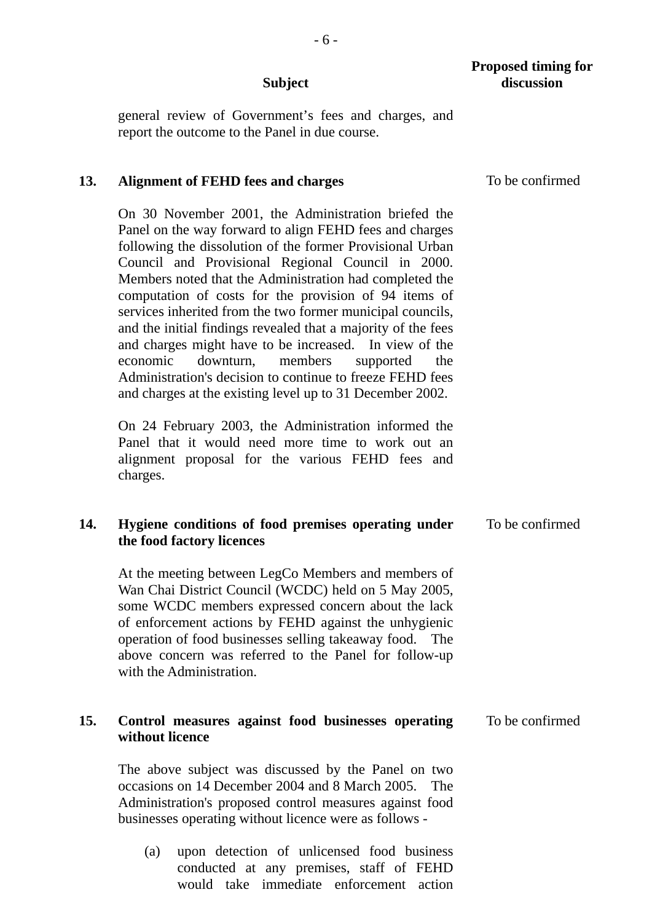| | Subject | Proposed timing for discussion |
|---|---|---|
| | general review of Government's fees and charges, and report the outcome to the Panel in due course. | |
| **13.** | **Alignment of FEHD fees and charges**<br><br>On 30 November 2001, the Administration briefed the Panel on the way forward to align FEHD fees and charges following the dissolution of the former Provisional Urban Council and Provisional Regional Council in 2000. Members noted that the Administration had completed the computation of costs for the provision of 94 items of services inherited from the two former municipal councils, and the initial findings revealed that a majority of the fees and charges might have to be increased. In view of the economic downturn, members supported the Administration's decision to continue to freeze FEHD fees and charges at the existing level up to 31 December 2002.<br><br>On 24 February 2003, the Administration informed the Panel that it would need more time to work out an alignment proposal for the various FEHD fees and charges. | To be confirmed |
| **14.** | **Hygiene conditions of food premises operating under the food factory licences**<br><br>At the meeting between LegCo Members and members of Wan Chai District Council (WCDC) held on 5 May 2005, some WCDC members expressed concern about the lack of enforcement actions by FEHD against the unhygienic operation of food businesses selling takeaway food. The above concern was referred to the Panel for follow-up with the Administration. | To be confirmed |
| **15.** | **Control measures against food businesses operating without licence**<br><br>The above subject was discussed by the Panel on two occasions on 14 December 2004 and 8 March 2005. The Administration's proposed control measures against food businesses operating without licence were as follows -<br><br>(a) upon detection of unlicensed food business conducted at any premises, staff of FEHD would take immediate enforcement action | To be confirmed |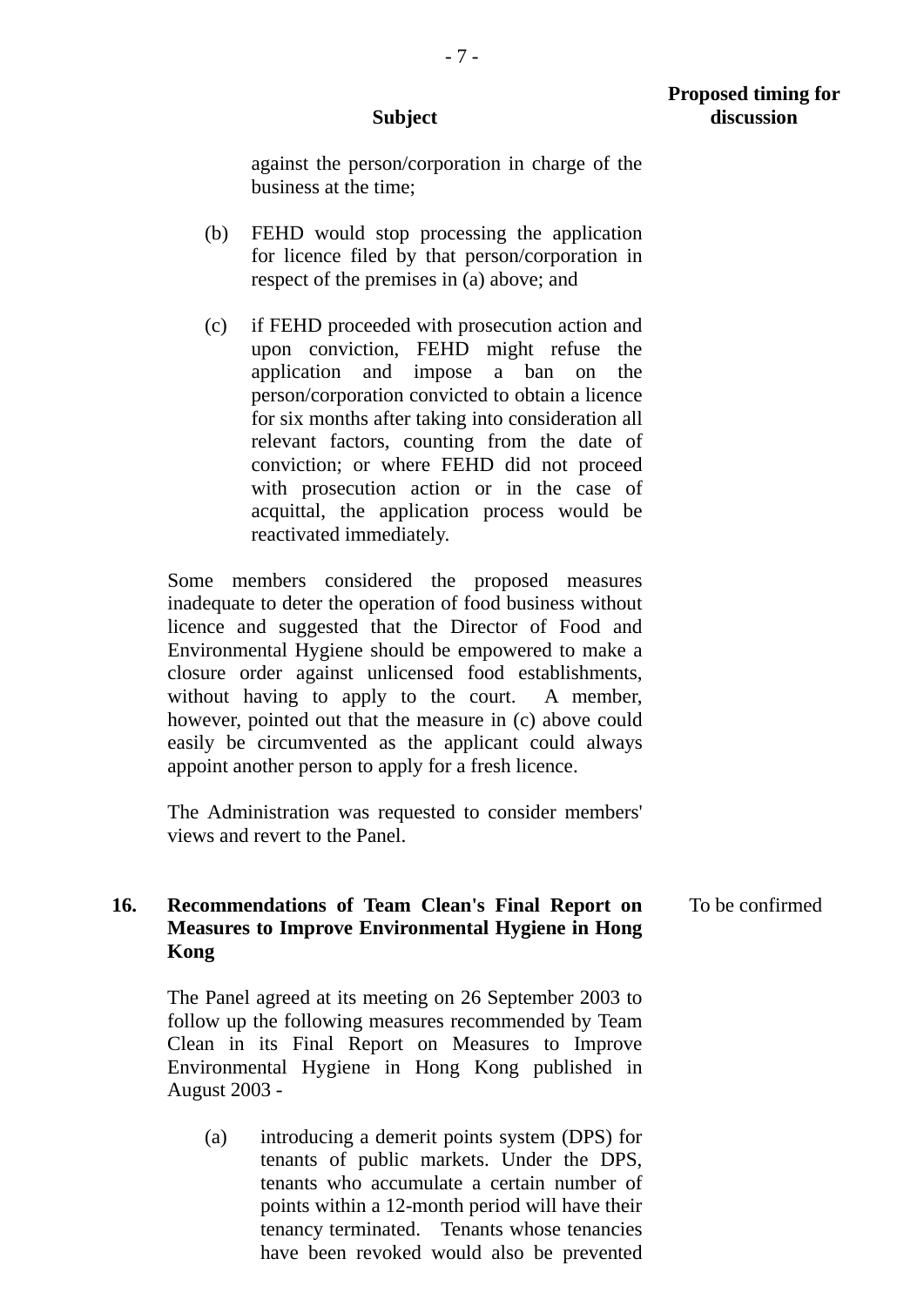| | Subject | Proposed timing for discussion |
|---|---|---|
| | against the person/corporation in charge of the business at the time;<br><br>(b) FEHD would stop processing the application for licence filed by that person/corporation in respect of the premises in (a) above; and<br><br>(c) if FEHD proceeded with prosecution action and upon conviction, FEHD might refuse the application and impose a ban on the person/corporation convicted to obtain a licence for six months after taking into consideration all relevant factors, counting from the date of conviction; or where FEHD did not proceed with prosecution action or in the case of acquittal, the application process would be reactivated immediately.<br><br>Some members considered the proposed measures inadequate to deter the operation of food business without licence and suggested that the Director of Food and Environmental Hygiene should be empowered to make a closure order against unlicensed food establishments, without having to apply to the court. A member, however, pointed out that the measure in (c) above could easily be circumvented as the applicant could always appoint another person to apply for a fresh licence.<br><br>The Administration was requested to consider members' views and revert to the Panel. | |
| **16.** | **Recommendations of Team Clean's Final Report on Measures to Improve Environmental Hygiene in Hong Kong**<br><br>The Panel agreed at its meeting on 26 September 2003 to follow up the following measures recommended by Team Clean in its Final Report on Measures to Improve Environmental Hygiene in Hong Kong published in August 2003 -<br><br>(a) introducing a demerit points system (DPS) for tenants of public markets. Under the DPS, tenants who accumulate a certain number of points within a 12-month period will have their tenancy terminated. Tenants whose tenancies have been revoked would also be prevented | To be confirmed |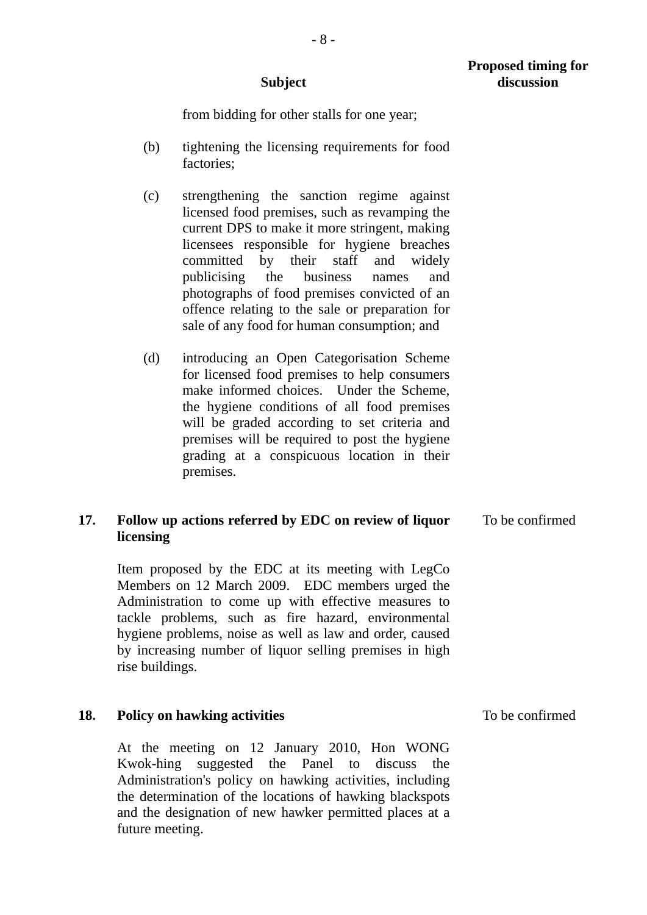| | Subject | Proposed timing for discussion |
|---|---|---|
| | from bidding for other stalls for one year;<br><br>(b) tightening the licensing requirements for food factories;<br><br>(c) strengthening the sanction regime against licensed food premises, such as revamping the current DPS to make it more stringent, making licensees responsible for hygiene breaches committed by their staff and widely publicising the business names and photographs of food premises convicted of an offence relating to the sale or preparation for sale of any food for human consumption; and<br><br>(d) introducing an Open Categorisation Scheme for licensed food premises to help consumers make informed choices. Under the Scheme, the hygiene conditions of all food premises will be graded according to set criteria and premises will be required to post the hygiene grading at a conspicuous location in their premises. | |
| **17.** | **Follow up actions referred by EDC on review of liquor licensing**<br><br>Item proposed by the EDC at its meeting with LegCo Members on 12 March 2009. EDC members urged the Administration to come up with effective measures to tackle problems, such as fire hazard, environmental hygiene problems, noise as well as law and order, caused by increasing number of liquor selling premises in high rise buildings. | To be confirmed |
| **18.** | **Policy on hawking activities**<br><br>At the meeting on 12 January 2010, Hon WONG Kwok-hing suggested the Panel to discuss the Administration's policy on hawking activities, including the determination of the locations of hawking blackspots and the designation of new hawker permitted places at a future meeting. | To be confirmed |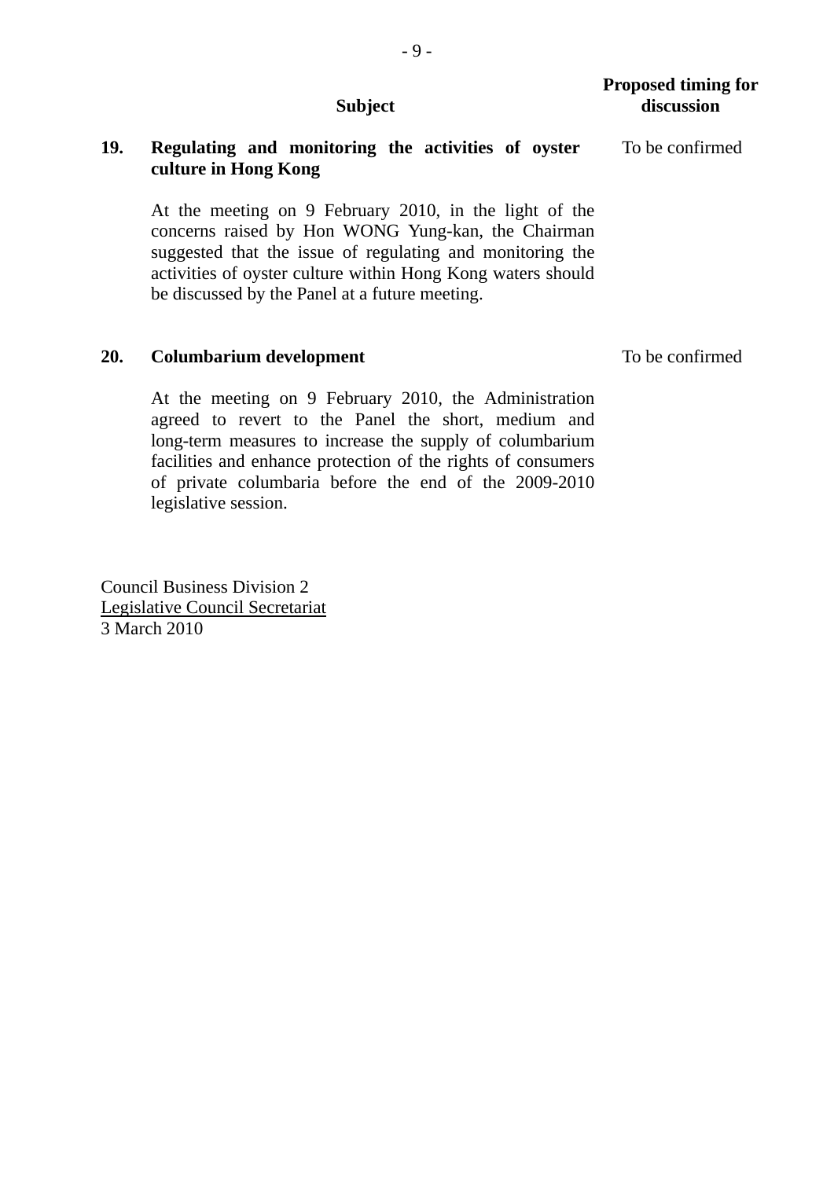| | Subject | Proposed timing for discussion |
|---|---|---|
| **19.** | **Regulating and monitoring the activities of oyster culture in Hong Kong**<br><br>At the meeting on 9 February 2010, in the light of the concerns raised by Hon WONG Yung-kan, the Chairman suggested that the issue of regulating and monitoring the activities of oyster culture within Hong Kong waters should be discussed by the Panel at a future meeting. | To be confirmed |
| **20.** | **Columbarium development**<br><br>At the meeting on 9 February 2010, the Administration agreed to revert to the Panel the short, medium and long-term measures to increase the supply of columbarium facilities and enhance protection of the rights of consumers of private columbaria before the end of the 2009-2010 legislative session. | To be confirmed |

Council Business Division 2
Legislative Council Secretariat
3 March 2010